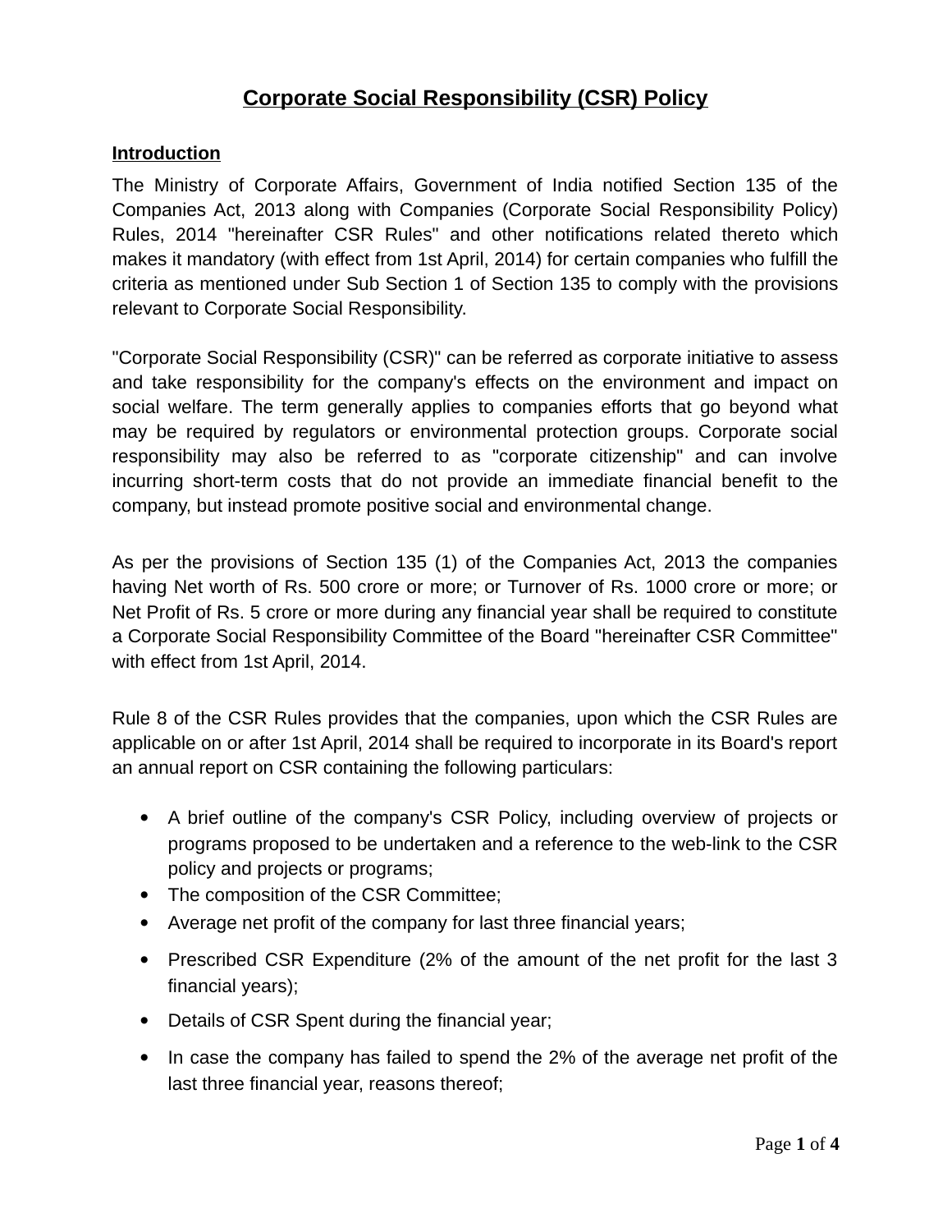# Corporate Social Responsibility (CSR) Policy

## Introduction

The Ministry of Corporate Affairs, Government of India notified Section 135 of the Companies Act, 2013 along with Companies (Corporate Social Responsibility Policy) Rules, 2014 "hereinafter CSR Rules" and other notifications related thereto which makes it mandatory (with effect from 1st April, 2014) for certain companies who fulfill the criteria as mentioned under Sub Section 1 of Section 135 to comply with the provisions relevant to Corporate Social Responsibility.

"Corporate Social Responsibility (CSR)" can be referred as corporate initiative to assess and take responsibility for the company's effects on the environment and impact on social welfare. The term generally applies to companies efforts that go beyond what may be required by regulators or environmental protection groups. Corporate social responsibility may also be referred to as "corporate citizenship" and can involve incurring short-term costs that do not provide an immediate financial benefit to the company, but instead promote positive social and environmental change.

As per the provisions of Section 135 (1) of the Companies Act, 2013 the companies having Net worth of Rs. 500 crore or more; or Turnover of Rs. 1000 crore or more; or Net Profit of Rs. 5 crore or more during any financial year shall be required to constitute a Corporate Social Responsibility Committee of the Board "hereinafter CSR Committee" with effect from 1st April, 2014.

Rule 8 of the CSR Rules provides that the companies, upon which the CSR Rules are applicable on or after 1st April, 2014 shall be required to incorporate in its Board's report an annual report on CSR containing the following particulars:

- A brief outline of the company's CSR Policy, including overview of projects or programs proposed to be undertaken and a reference to the web-link to the CSR policy and projects or programs;
- The composition of the CSR Committee;
- Average net profit of the company for last three financial years;
- Prescribed CSR Expenditure (2% of the amount of the net profit for the last 3 financial years);
- Details of CSR Spent during the financial year;
- In case the company has failed to spend the 2% of the average net profit of the last three financial year, reasons thereof;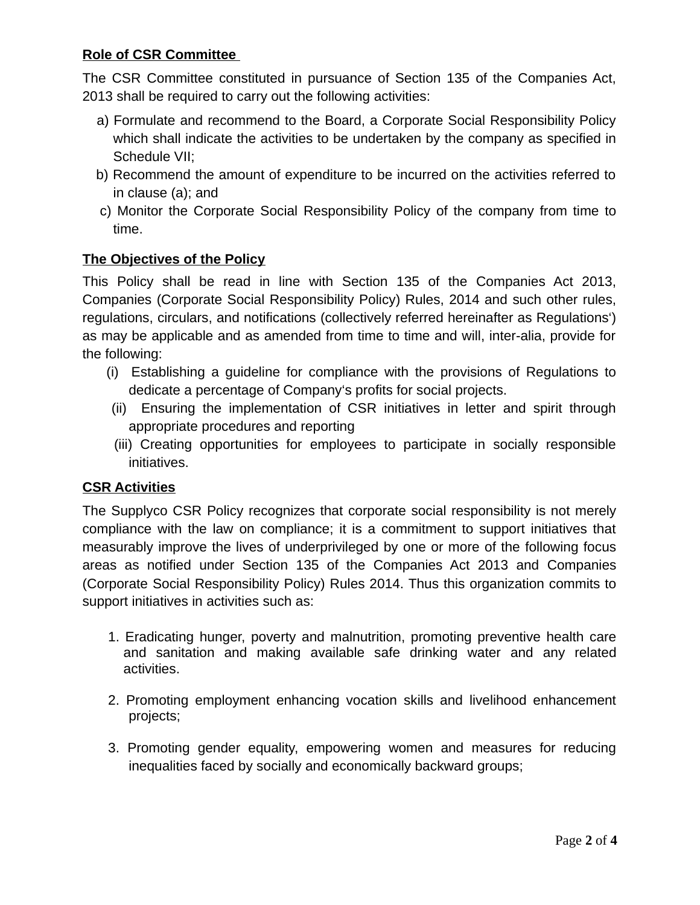**Role of CSR Committee**

The CSR Committee constituted in pursuance of Section 135 of the Companies Act, 2013 shall be required to carry out the following activities:

a) Formulate and recommend to the Board, a Corporate Social Responsibility Policy which shall indicate the activities to be undertaken by the company as specified in Schedule VII;
b) Recommend the amount of expenditure to be incurred on the activities referred to in clause (a); and
c) Monitor the Corporate Social Responsibility Policy of the company from time to time.

**The Objectives of the Policy**

This Policy shall be read in line with Section 135 of the Companies Act 2013, Companies (Corporate Social Responsibility Policy) Rules, 2014 and such other rules, regulations, circulars, and notifications (collectively referred hereinafter as Regulations') as may be applicable and as amended from time to time and will, inter-alia, provide for the following:

(i) Establishing a guideline for compliance with the provisions of Regulations to dedicate a percentage of Company's profits for social projects.
(ii) Ensuring the implementation of CSR initiatives in letter and spirit through appropriate procedures and reporting
(iii) Creating opportunities for employees to participate in socially responsible initiatives.

**CSR Activities**

The Supplyco CSR Policy recognizes that corporate social responsibility is not merely compliance with the law on compliance; it is a commitment to support initiatives that measurably improve the lives of underprivileged by one or more of the following focus areas as notified under Section 135 of the Companies Act 2013 and Companies (Corporate Social Responsibility Policy) Rules 2014. Thus this organization commits to support initiatives in activities such as:

1. Eradicating hunger, poverty and malnutrition, promoting preventive health care and sanitation and making available safe drinking water and any related activities.

2. Promoting employment enhancing vocation skills and livelihood enhancement projects;

3. Promoting gender equality, empowering women and measures for reducing inequalities faced by socially and economically backward groups;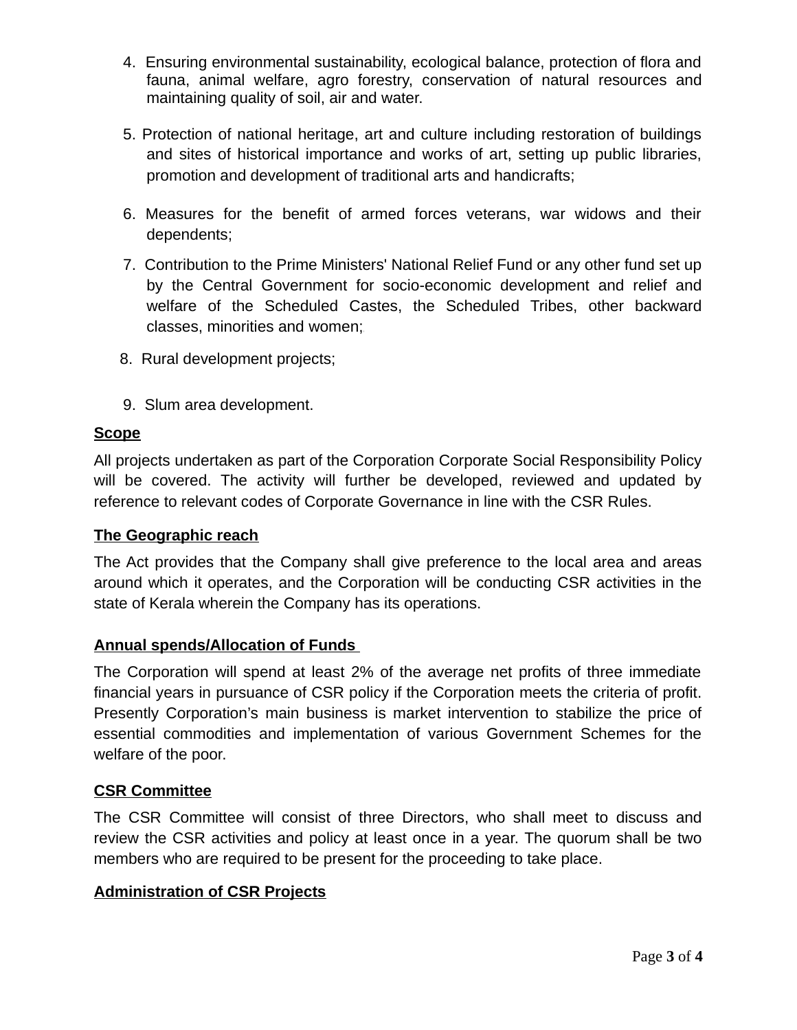4. Ensuring environmental sustainability, ecological balance, protection of flora and fauna, animal welfare, agro forestry, conservation of natural resources and maintaining quality of soil, air and water.

5. Protection of national heritage, art and culture including restoration of buildings and sites of historical importance and works of art, setting up public libraries, promotion and development of traditional arts and handicrafts;

6. Measures for the benefit of armed forces veterans, war widows and their dependents;

7. Contribution to the Prime Ministers' National Relief Fund or any other fund set up by the Central Government for socio-economic development and relief and welfare of the Scheduled Castes, the Scheduled Tribes, other backward classes, minorities and women;

8. Rural development projects;

9. Slum area development.

**Scope**

All projects undertaken as part of the Corporation Corporate Social Responsibility Policy will be covered. The activity will further be developed, reviewed and updated by reference to relevant codes of Corporate Governance in line with the CSR Rules.

**The Geographic reach**

The Act provides that the Company shall give preference to the local area and areas around which it operates, and the Corporation will be conducting CSR activities in the state of Kerala wherein the Company has its operations.

**Annual spends/Allocation of Funds**

The Corporation will spend at least 2% of the average net profits of three immediate financial years in pursuance of CSR policy if the Corporation meets the criteria of profit. Presently Corporation's main business is market intervention to stabilize the price of essential commodities and implementation of various Government Schemes for the welfare of the poor.

**CSR Committee**

The CSR Committee will consist of three Directors, who shall meet to discuss and review the CSR activities and policy at least once in a year. The quorum shall be two members who are required to be present for the proceeding to take place.

**Administration of CSR Projects**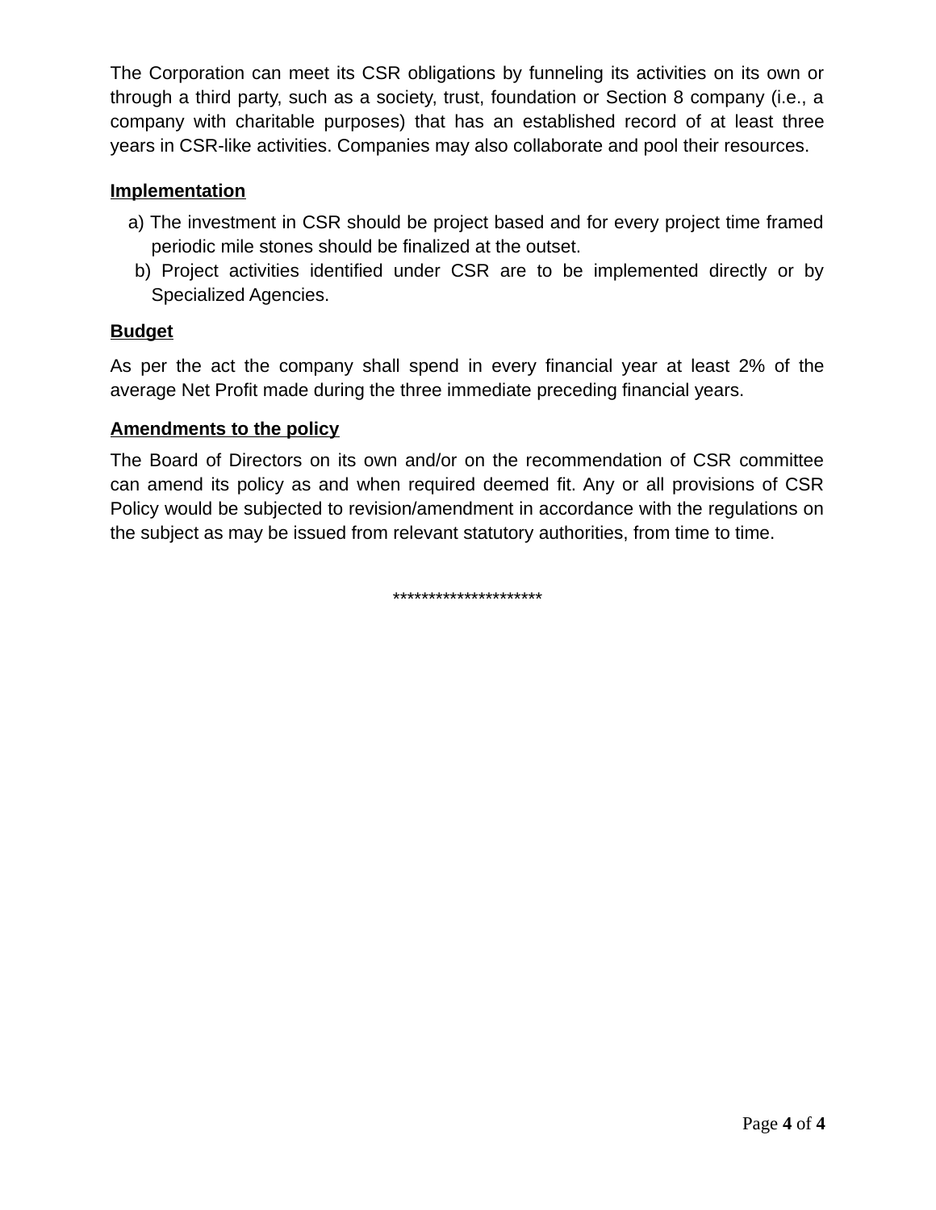The Corporation can meet its CSR obligations by funneling its activities on its own or through a third party, such as a society, trust, foundation or Section 8 company (i.e., a company with charitable purposes) that has an established record of at least three years in CSR-like activities. Companies may also collaborate and pool their resources.

**Implementation**

a) The investment in CSR should be project based and for every project time framed periodic mile stones should be finalized at the outset.

b) Project activities identified under CSR are to be implemented directly or by Specialized Agencies.

**Budget**

As per the act the company shall spend in every financial year at least 2% of the average Net Profit made during the three immediate preceding financial years.

**Amendments to the policy**

The Board of Directors on its own and/or on the recommendation of CSR committee can amend its policy as and when required deemed fit. Any or all provisions of CSR Policy would be subjected to revision/amendment in accordance with the regulations on the subject as may be issued from relevant statutory authorities, from time to time.

*********************